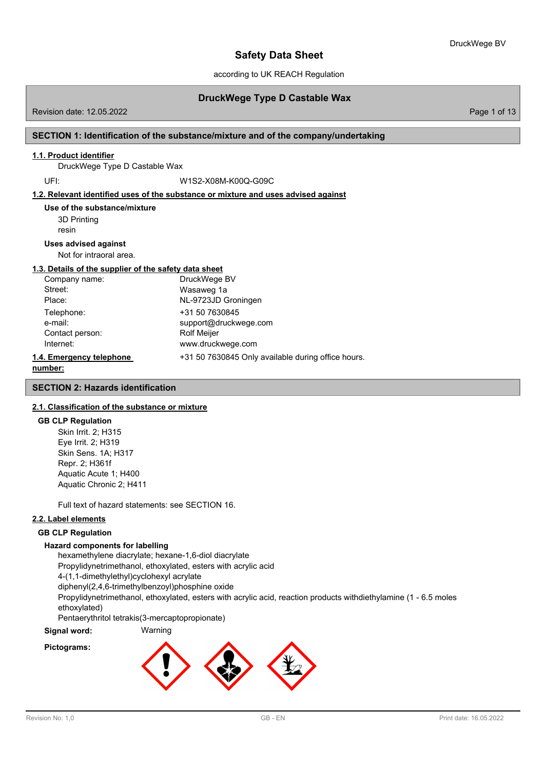# Safety Data Sheet

according to UK REACH Regulation

## DruckWege Type D Castable Wax

Revision date: 12.05.2022

## SECTION 1: Identification of the substance/mixture and of the company/undertaking

### 1.1. Product identifier

DruckWege Type D Castable Wax

UFI: W1S2-X08M-K00Q-G09C

### 1.2. Relevant identified uses of the substance or mixture and uses advised against

**Use of the substance/mixture**

3D Printing
resin

**Uses advised against**

Not for intraoral area.

### 1.3. Details of the supplier of the safety data sheet

| | |
|---|---|
| Company name: | DruckWege BV |
| Street: | Wasaweg 1a |
| Place: | NL-9723JD Groningen |
| Telephone: | +31 50 7630845 |
| e-mail: | support@druckwege.com |
| Contact person: | Rolf Meijer |
| Internet: | www.druckwege.com |

### 1.4. Emergency telephone number:

+31 50 7630845 Only available during office hours.

## SECTION 2: Hazards identification

### 2.1. Classification of the substance or mixture

**GB CLP Regulation**

Skin Irrit. 2; H315
Eye Irrit. 2; H319
Skin Sens. 1A; H317
Repr. 2; H361f
Aquatic Acute 1; H400
Aquatic Chronic 2; H411

Full text of hazard statements: see SECTION 16.

### 2.2. Label elements

**GB CLP Regulation**

**Hazard components for labelling**

hexamethylene diacrylate; hexane-1,6-diol diacrylate
Propylidynetrimethanol, ethoxylated, esters with acrylic acid
4-(1,1-dimethylethyl)cyclohexyl acrylate
diphenyl(2,4,6-trimethylbenzoyl)phosphine oxide
Propylidynetrimethanol, ethoxylated, esters with acrylic acid, reaction products withdiethylamine (1 - 6.5 moles ethoxylated)
Pentaerythritol tetrakis(3-mercaptopropionate)

**Signal word:** Warning

**Pictograms:**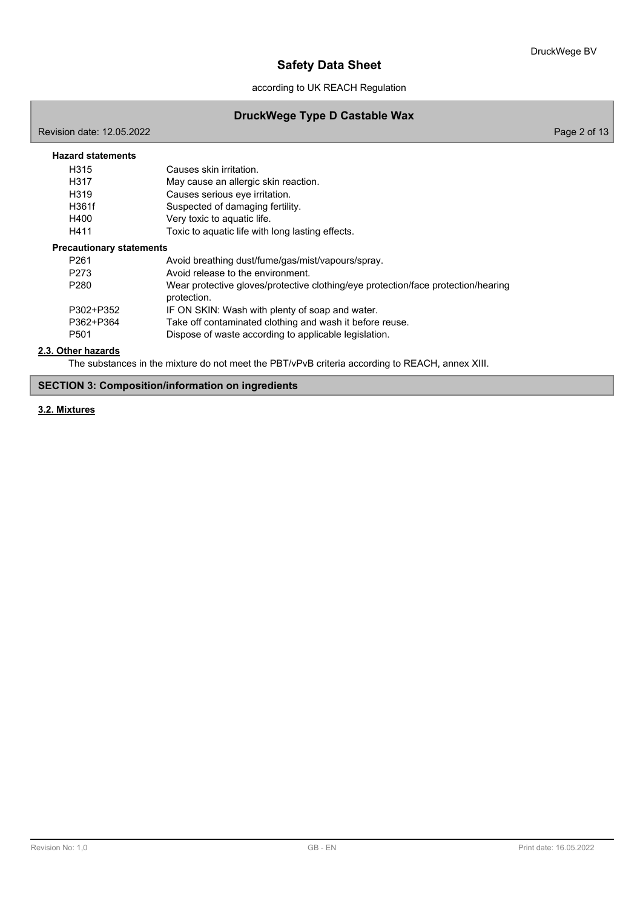**Hazard statements**

| | |
|---|---|
| H315 | Causes skin irritation. |
| H317 | May cause an allergic skin reaction. |
| H319 | Causes serious eye irritation. |
| H361f | Suspected of damaging fertility. |
| H400 | Very toxic to aquatic life. |
| H411 | Toxic to aquatic life with long lasting effects. |

**Precautionary statements**

| | |
|---|---|
| P261 | Avoid breathing dust/fume/gas/mist/vapours/spray. |
| P273 | Avoid release to the environment. |
| P280 | Wear protective gloves/protective clothing/eye protection/face protection/hearing protection. |
| P302+P352 | IF ON SKIN: Wash with plenty of soap and water. |
| P362+P364 | Take off contaminated clothing and wash it before reuse. |
| P501 | Dispose of waste according to applicable legislation. |

### 2.3. Other hazards

The substances in the mixture do not meet the PBT/vPvB criteria according to REACH, annex XIII.

## SECTION 3: Composition/information on ingredients

### 3.2. Mixtures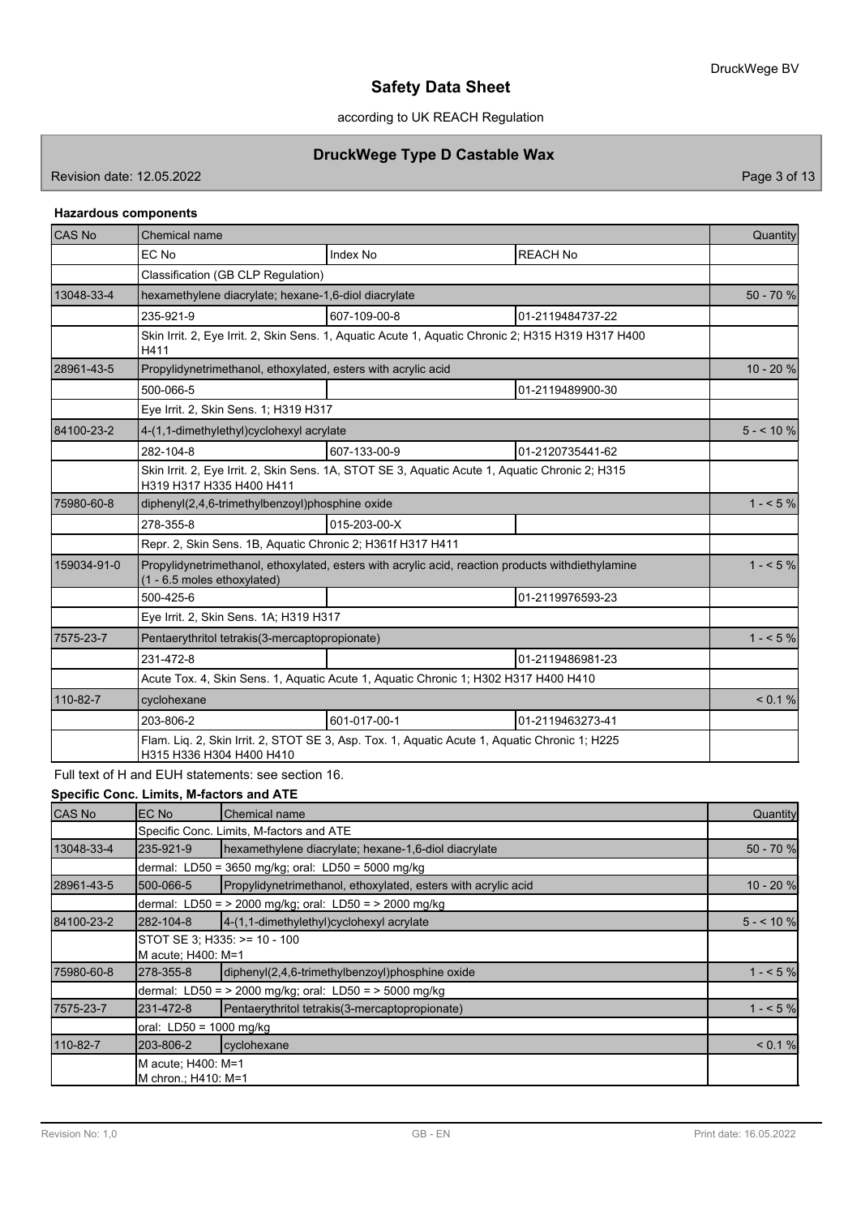**Hazardous components**

| CAS No | Chemical name | | | Quantity |
|---|---|---|---|---|
| | EC No | Index No | REACH No | |
| | Classification (GB CLP Regulation) | | | |
| 13048-33-4 | hexamethylene diacrylate; hexane-1,6-diol diacrylate | | | 50 - 70 % |
| | 235-921-9 | 607-109-00-8 | 01-2119484737-22 | |
| | Skin Irrit. 2, Eye Irrit. 2, Skin Sens. 1, Aquatic Acute 1, Aquatic Chronic 2; H315 H319 H317 H400 H411 | | | |
| 28961-43-5 | Propylidynetrimethanol, ethoxylated, esters with acrylic acid | | | 10 - 20 % |
| | 500-066-5 | | 01-2119489900-30 | |
| | Eye Irrit. 2, Skin Sens. 1; H319 H317 | | | |
| 84100-23-2 | 4-(1,1-dimethylethyl)cyclohexyl acrylate | | | 5 - < 10 % |
| | 282-104-8 | 607-133-00-9 | 01-2120735441-62 | |
| | Skin Irrit. 2, Eye Irrit. 2, Skin Sens. 1A, STOT SE 3, Aquatic Acute 1, Aquatic Chronic 2; H315 H319 H317 H335 H400 H411 | | | |
| 75980-60-8 | diphenyl(2,4,6-trimethylbenzoyl)phosphine oxide | | | 1 - < 5 % |
| | 278-355-8 | 015-203-00-X | | |
| | Repr. 2, Skin Sens. 1B, Aquatic Chronic 2; H361f H317 H411 | | | |
| 159034-91-0 | Propylidynetrimethanol, ethoxylated, esters with acrylic acid, reaction products withdiethylamine (1 - 6.5 moles ethoxylated) | | | 1 - < 5 % |
| | 500-425-6 | | 01-2119976593-23 | |
| | Eye Irrit. 2, Skin Sens. 1A; H319 H317 | | | |
| 7575-23-7 | Pentaerythritol tetrakis(3-mercaptopropionate) | | | 1 - < 5 % |
| | 231-472-8 | | 01-2119486981-23 | |
| | Acute Tox. 4, Skin Sens. 1, Aquatic Acute 1, Aquatic Chronic 1; H302 H317 H400 H410 | | | |
| 110-82-7 | cyclohexane | | | < 0.1 % |
| | 203-806-2 | 601-017-00-1 | 01-2119463273-41 | |
| | Flam. Liq. 2, Skin Irrit. 2, STOT SE 3, Asp. Tox. 1, Aquatic Acute 1, Aquatic Chronic 1; H225 H315 H336 H304 H400 H410 | | | |

Full text of H and EUH statements: see section 16.

**Specific Conc. Limits, M-factors and ATE**

| CAS No | EC No | Chemical name | Quantity |
|---|---|---|---|
| | Specific Conc. Limits, M-factors and ATE | | |
| 13048-33-4 | 235-921-9 | hexamethylene diacrylate; hexane-1,6-diol diacrylate | 50 - 70 % |
| | dermal: LD50 = 3650 mg/kg; oral: LD50 = 5000 mg/kg | | |
| 28961-43-5 | 500-066-5 | Propylidynetrimethanol, ethoxylated, esters with acrylic acid | 10 - 20 % |
| | dermal: LD50 = > 2000 mg/kg; oral: LD50 = > 2000 mg/kg | | |
| 84100-23-2 | 282-104-8 | 4-(1,1-dimethylethyl)cyclohexyl acrylate | 5 - < 10 % |
| | STOT SE 3; H335: >= 10 - 100<br>M acute; H400: M=1 | | |
| 75980-60-8 | 278-355-8 | diphenyl(2,4,6-trimethylbenzoyl)phosphine oxide | 1 - < 5 % |
| | dermal: LD50 = > 2000 mg/kg; oral: LD50 = > 5000 mg/kg | | |
| 7575-23-7 | 231-472-8 | Pentaerythritol tetrakis(3-mercaptopropionate) | 1 - < 5 % |
| | oral: LD50 = 1000 mg/kg | | |
| 110-82-7 | 203-806-2 | cyclohexane | < 0.1 % |
| | M acute; H400: M=1<br>M chron.; H410: M=1 | | |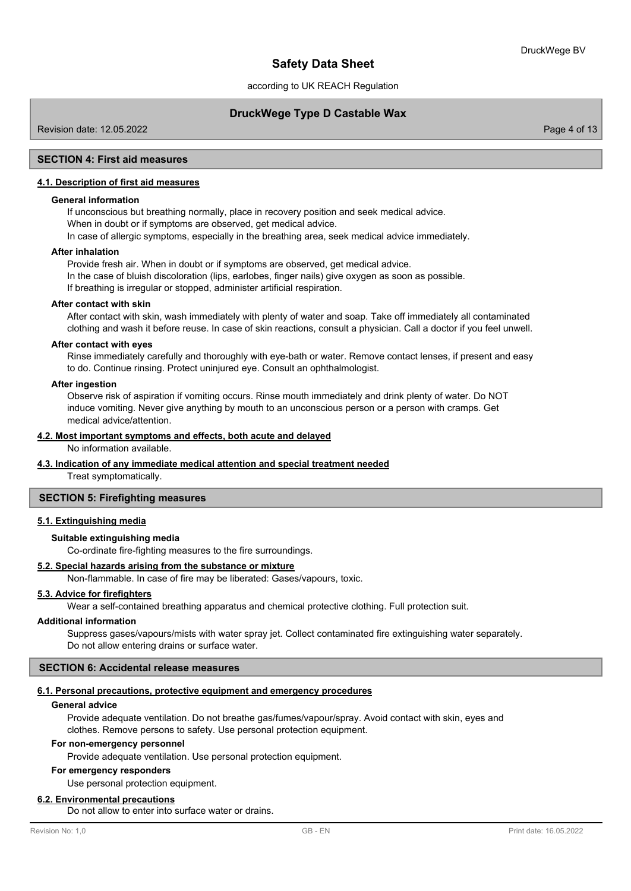## SECTION 4: First aid measures

### 4.1. Description of first aid measures

**General information**

If unconscious but breathing normally, place in recovery position and seek medical advice.
When in doubt or if symptoms are observed, get medical advice.
In case of allergic symptoms, especially in the breathing area, seek medical advice immediately.

**After inhalation**

Provide fresh air. When in doubt or if symptoms are observed, get medical advice.
In the case of bluish discoloration (lips, earlobes, finger nails) give oxygen as soon as possible.
If breathing is irregular or stopped, administer artificial respiration.

**After contact with skin**

After contact with skin, wash immediately with plenty of water and soap. Take off immediately all contaminated clothing and wash it before reuse. In case of skin reactions, consult a physician. Call a doctor if you feel unwell.

**After contact with eyes**

Rinse immediately carefully and thoroughly with eye-bath or water. Remove contact lenses, if present and easy to do. Continue rinsing. Protect uninjured eye. Consult an ophthalmologist.

**After ingestion**

Observe risk of aspiration if vomiting occurs. Rinse mouth immediately and drink plenty of water. Do NOT induce vomiting. Never give anything by mouth to an unconscious person or a person with cramps. Get medical advice/attention.

### 4.2. Most important symptoms and effects, both acute and delayed

No information available.

### 4.3. Indication of any immediate medical attention and special treatment needed

Treat symptomatically.

## SECTION 5: Firefighting measures

### 5.1. Extinguishing media

**Suitable extinguishing media**

Co-ordinate fire-fighting measures to the fire surroundings.

### 5.2. Special hazards arising from the substance or mixture

Non-flammable. In case of fire may be liberated: Gases/vapours, toxic.

### 5.3. Advice for firefighters

Wear a self-contained breathing apparatus and chemical protective clothing. Full protection suit.

**Additional information**

Suppress gases/vapours/mists with water spray jet. Collect contaminated fire extinguishing water separately. Do not allow entering drains or surface water.

## SECTION 6: Accidental release measures

### 6.1. Personal precautions, protective equipment and emergency procedures

**General advice**

Provide adequate ventilation. Do not breathe gas/fumes/vapour/spray. Avoid contact with skin, eyes and clothes. Remove persons to safety. Use personal protection equipment.

**For non-emergency personnel**

Provide adequate ventilation. Use personal protection equipment.

**For emergency responders**

Use personal protection equipment.

### 6.2. Environmental precautions

Do not allow to enter into surface water or drains.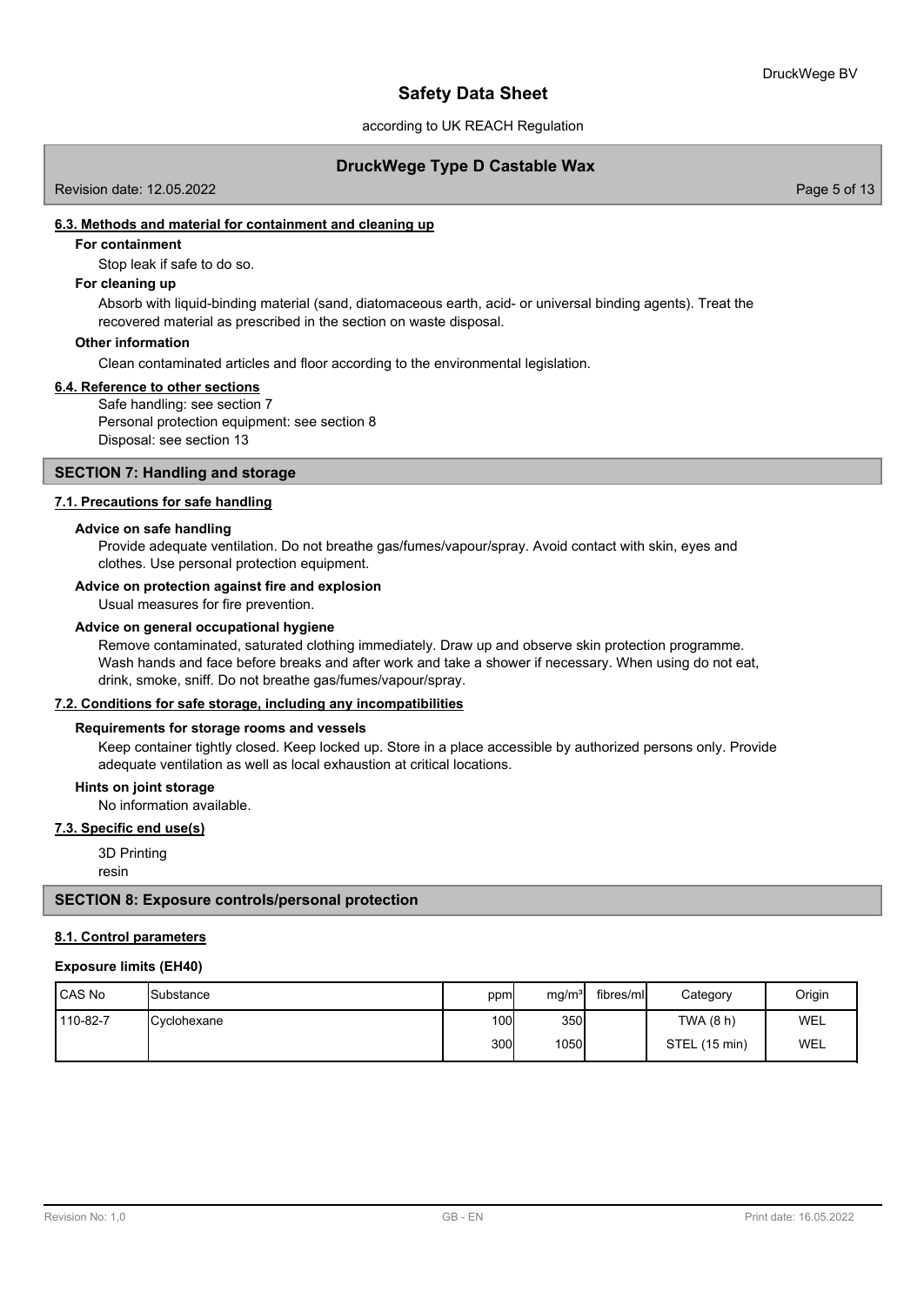### 6.3. Methods and material for containment and cleaning up

**For containment**

Stop leak if safe to do so.

**For cleaning up**

Absorb with liquid-binding material (sand, diatomaceous earth, acid- or universal binding agents). Treat the recovered material as prescribed in the section on waste disposal.

**Other information**

Clean contaminated articles and floor according to the environmental legislation.

### 6.4. Reference to other sections

Safe handling: see section 7
Personal protection equipment: see section 8
Disposal: see section 13

## SECTION 7: Handling and storage

### 7.1. Precautions for safe handling

**Advice on safe handling**

Provide adequate ventilation. Do not breathe gas/fumes/vapour/spray. Avoid contact with skin, eyes and clothes. Use personal protection equipment.

**Advice on protection against fire and explosion**

Usual measures for fire prevention.

**Advice on general occupational hygiene**

Remove contaminated, saturated clothing immediately. Draw up and observe skin protection programme. Wash hands and face before breaks and after work and take a shower if necessary. When using do not eat, drink, smoke, sniff. Do not breathe gas/fumes/vapour/spray.

### 7.2. Conditions for safe storage, including any incompatibilities

**Requirements for storage rooms and vessels**

Keep container tightly closed. Keep locked up. Store in a place accessible by authorized persons only. Provide adequate ventilation as well as local exhaustion at critical locations.

**Hints on joint storage**

No information available.

### 7.3. Specific end use(s)

3D Printing
resin

## SECTION 8: Exposure controls/personal protection

### 8.1. Control parameters

**Exposure limits (EH40)**

| CAS No | Substance | ppm | mg/m³ | fibres/ml | Category | Origin |
|---|---|---|---|---|---|---|
| 110-82-7 | Cyclohexane | 100 | 350 | | TWA (8 h) | WEL |
| | | 300 | 1050 | | STEL (15 min) | WEL |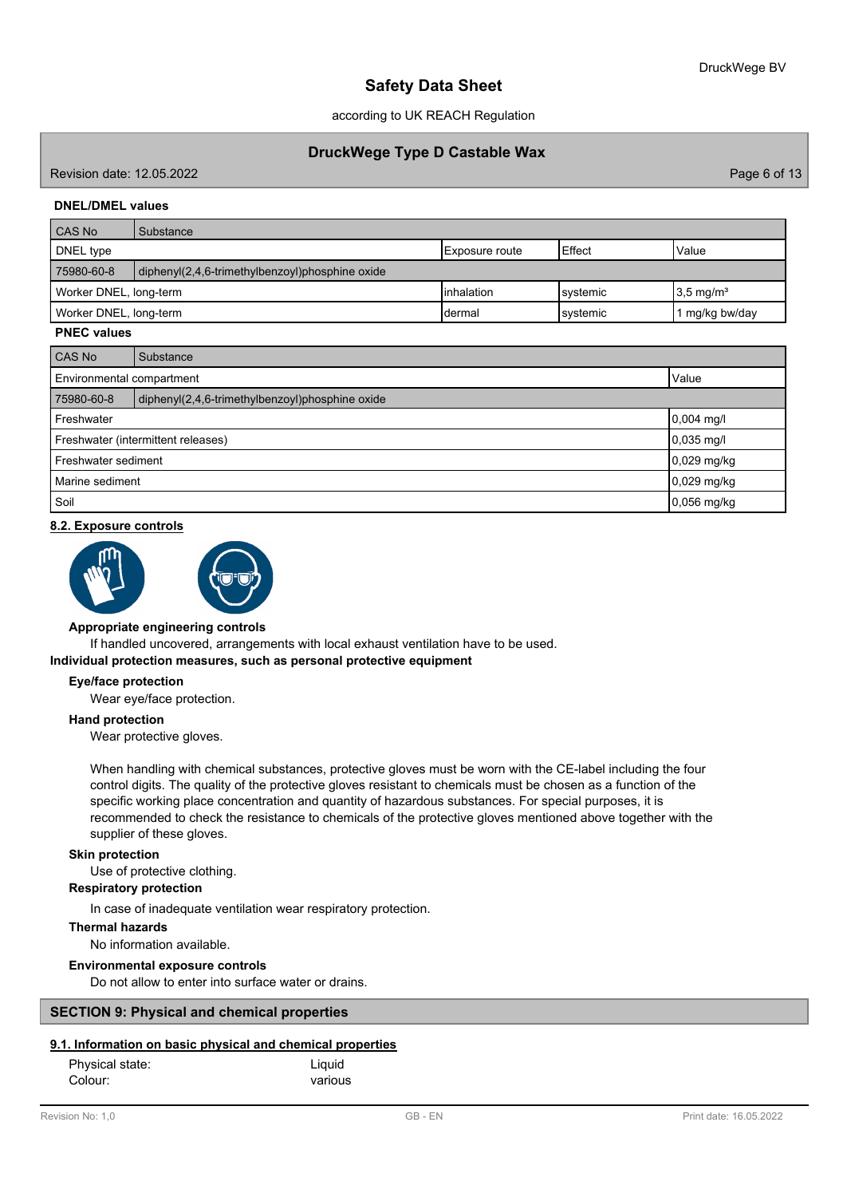**DNEL/DMEL values**

| CAS No | Substance | | | |
|---|---|---|---|---|
| DNEL type | | Exposure route | Effect | Value |
| 75980-60-8 | diphenyl(2,4,6-trimethylbenzoyl)phosphine oxide | | | |
| Worker DNEL, long-term | | inhalation | systemic | 3,5 mg/m³ |
| Worker DNEL, long-term | | dermal | systemic | 1 mg/kg bw/day |

**PNEC values**

| CAS No | Substance | |
|---|---|---|
| Environmental compartment | | Value |
| 75980-60-8 | diphenyl(2,4,6-trimethylbenzoyl)phosphine oxide | |
| Freshwater | | 0,004 mg/l |
| Freshwater (intermittent releases) | | 0,035 mg/l |
| Freshwater sediment | | 0,029 mg/kg |
| Marine sediment | | 0,029 mg/kg |
| Soil | | 0,056 mg/kg |

## 8.2. Exposure controls

**Appropriate engineering controls**

If handled uncovered, arrangements with local exhaust ventilation have to be used.

**Individual protection measures, such as personal protective equipment**

**Eye/face protection**

Wear eye/face protection.

**Hand protection**

Wear protective gloves.

When handling with chemical substances, protective gloves must be worn with the CE-label including the four control digits. The quality of the protective gloves resistant to chemicals must be chosen as a function of the specific working place concentration and quantity of hazardous substances. For special purposes, it is recommended to check the resistance to chemicals of the protective gloves mentioned above together with the supplier of these gloves.

**Skin protection**

Use of protective clothing.

**Respiratory protection**

In case of inadequate ventilation wear respiratory protection.

**Thermal hazards**

No information available.

**Environmental exposure controls**

Do not allow to enter into surface water or drains.

## SECTION 9: Physical and chemical properties

### 9.1. Information on basic physical and chemical properties

Physical state: Liquid
Colour: various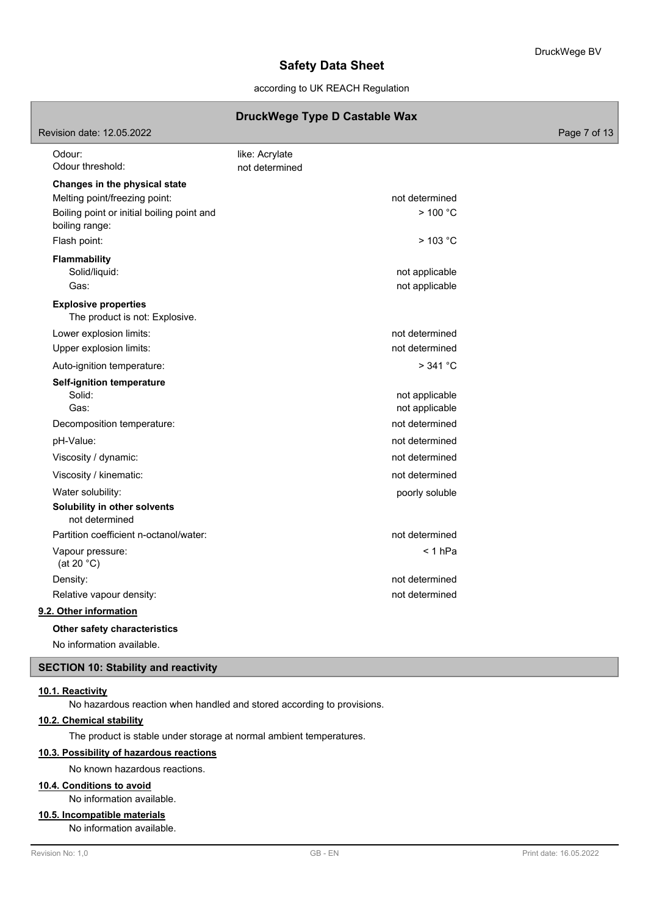| | |
|---|---|
| Odour: | like: Acrylate |
| Odour threshold: | not determined |

**Changes in the physical state**

| | |
|---|---|
| Melting point/freezing point: | not determined |
| Boiling point or initial boiling point and boiling range: | > 100 °C |
| Flash point: | > 103 °C |

**Flammability**

| | |
|---|---|
| Solid/liquid: | not applicable |
| Gas: | not applicable |

**Explosive properties**

The product is not: Explosive.

| | |
|---|---|
| Lower explosion limits: | not determined |
| Upper explosion limits: | not determined |
| Auto-ignition temperature: | > 341 °C |

**Self-ignition temperature**

| | |
|---|---|
| Solid: | not applicable |
| Gas: | not applicable |
| Decomposition temperature: | not determined |
| pH-Value: | not determined |
| Viscosity / dynamic: | not determined |
| Viscosity / kinematic: | not determined |
| Water solubility: | poorly soluble |

**Solubility in other solvents**

not determined

| | |
|---|---|
| Partition coefficient n-octanol/water: | not determined |
| Vapour pressure: (at 20 °C) | < 1 hPa |
| Density: | not determined |
| Relative vapour density: | not determined |

### 9.2. Other information

**Other safety characteristics**

No information available.

## SECTION 10: Stability and reactivity

### 10.1. Reactivity

No hazardous reaction when handled and stored according to provisions.

### 10.2. Chemical stability

The product is stable under storage at normal ambient temperatures.

### 10.3. Possibility of hazardous reactions

No known hazardous reactions.

### 10.4. Conditions to avoid

No information available.

### 10.5. Incompatible materials

No information available.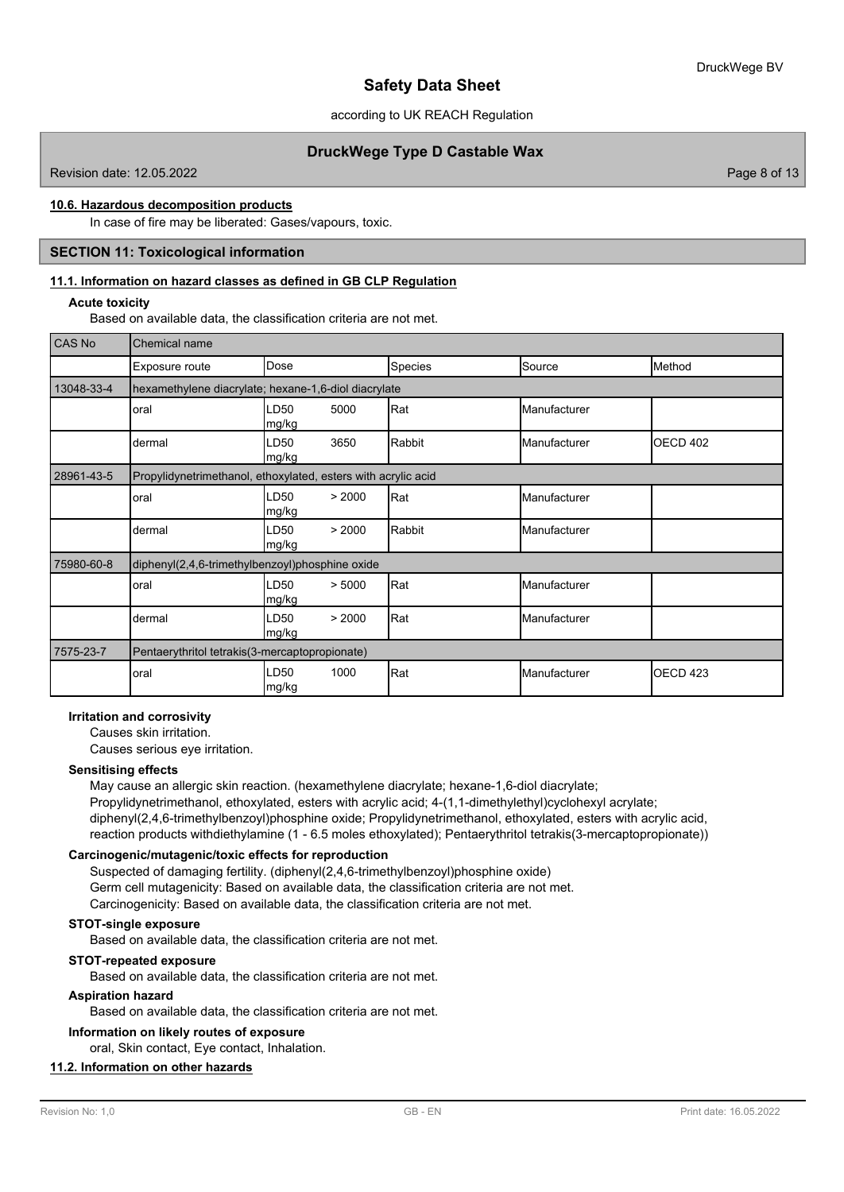#### 10.6. Hazardous decomposition products

In case of fire may be liberated: Gases/vapours, toxic.

## SECTION 11: Toxicological information

### 11.1. Information on hazard classes as defined in GB CLP Regulation

**Acute toxicity**

Based on available data, the classification criteria are not met.

| CAS No | Chemical name | | | | |
|---|---|---|---|---|---|
| | Exposure route | Dose | Species | Source | Method |
| 13048-33-4 | hexamethylene diacrylate; hexane-1,6-diol diacrylate | | | | |
| | oral | LD50 5000 mg/kg | Rat | Manufacturer | |
| | dermal | LD50 3650 mg/kg | Rabbit | Manufacturer | OECD 402 |
| 28961-43-5 | Propylidynetrimethanol, ethoxylated, esters with acrylic acid | | | | |
| | oral | LD50 > 2000 mg/kg | Rat | Manufacturer | |
| | dermal | LD50 > 2000 mg/kg | Rabbit | Manufacturer | |
| 75980-60-8 | diphenyl(2,4,6-trimethylbenzoyl)phosphine oxide | | | | |
| | oral | LD50 > 5000 mg/kg | Rat | Manufacturer | |
| | dermal | LD50 > 2000 mg/kg | Rat | Manufacturer | |
| 7575-23-7 | Pentaerythritol tetrakis(3-mercaptopropionate) | | | | |
| | oral | LD50 1000 mg/kg | Rat | Manufacturer | OECD 423 |

**Irritation and corrosivity**

Causes skin irritation.

Causes serious eye irritation.

**Sensitising effects**

May cause an allergic skin reaction. (hexamethylene diacrylate; hexane-1,6-diol diacrylate; Propylidynetrimethanol, ethoxylated, esters with acrylic acid; 4-(1,1-dimethylethyl)cyclohexyl acrylate; diphenyl(2,4,6-trimethylbenzoyl)phosphine oxide; Propylidynetrimethanol, ethoxylated, esters with acrylic acid, reaction products withdiethylamine (1 - 6.5 moles ethoxylated); Pentaerythritol tetrakis(3-mercaptopropionate))

**Carcinogenic/mutagenic/toxic effects for reproduction**

Suspected of damaging fertility. (diphenyl(2,4,6-trimethylbenzoyl)phosphine oxide)

Germ cell mutagenicity: Based on available data, the classification criteria are not met.

Carcinogenicity: Based on available data, the classification criteria are not met.

**STOT-single exposure**

Based on available data, the classification criteria are not met.

**STOT-repeated exposure**

Based on available data, the classification criteria are not met.

**Aspiration hazard**

Based on available data, the classification criteria are not met.

**Information on likely routes of exposure**

oral, Skin contact, Eye contact, Inhalation.

### 11.2. Information on other hazards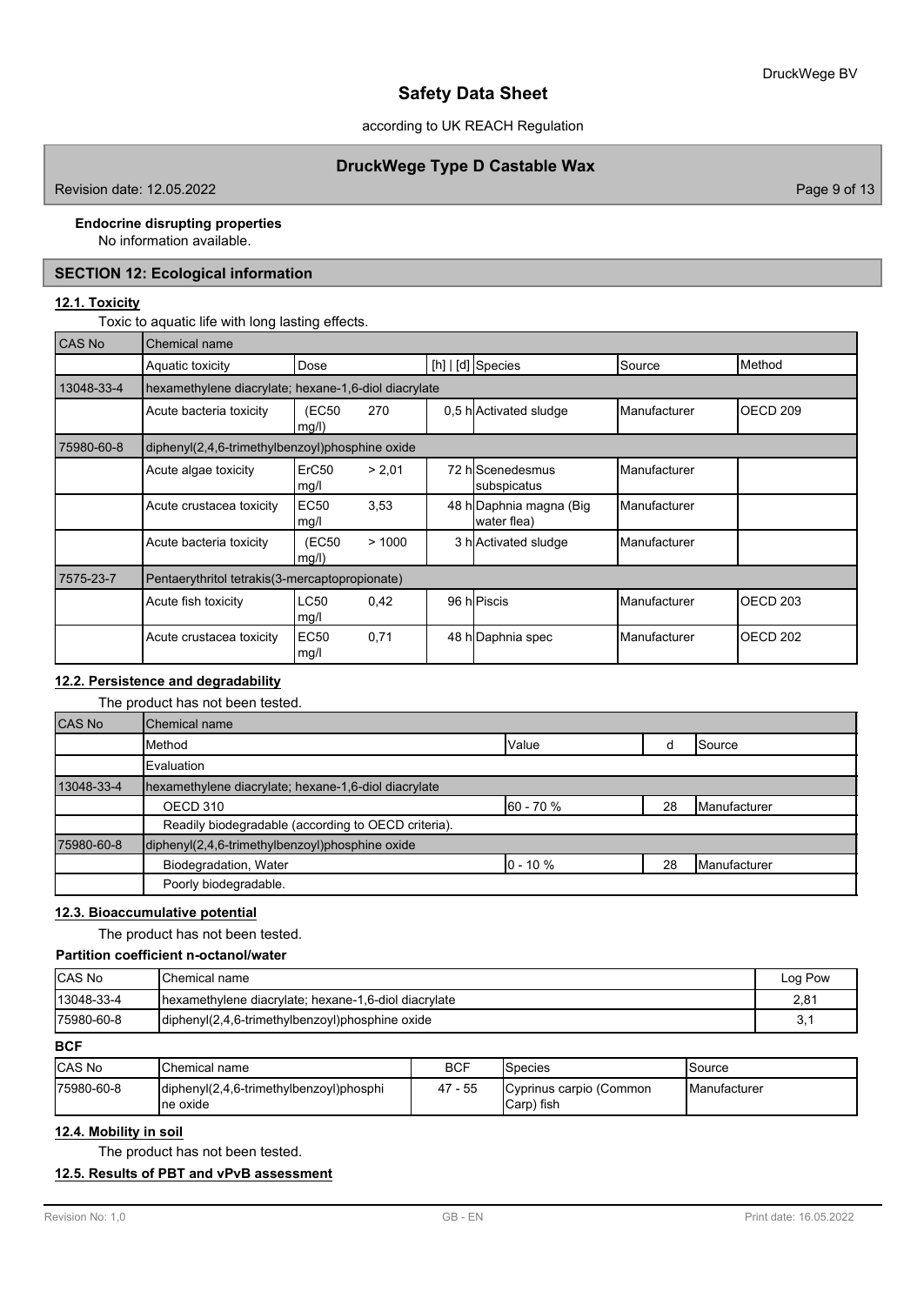**Endocrine disrupting properties**

No information available.

## SECTION 12: Ecological information

### 12.1. Toxicity

Toxic to aquatic life with long lasting effects.

| CAS No | Chemical name | | | | | | |
|---|---|---|---|---|---|---|---|
| | Aquatic toxicity | Dose | | [h] \| [d] | Species | Source | Method |
| 13048-33-4 | hexamethylene diacrylate; hexane-1,6-diol diacrylate | | | | | | |
| | Acute bacteria toxicity | (EC50 mg/l) | 270 | 0,5 h | Activated sludge | Manufacturer | OECD 209 |
| 75980-60-8 | diphenyl(2,4,6-trimethylbenzoyl)phosphine oxide | | | | | | |
| | Acute algae toxicity | ErC50 mg/l | > 2,01 | 72 h | Scenedesmus subspicatus | Manufacturer | |
| | Acute crustacea toxicity | EC50 mg/l | 3,53 | 48 h | Daphnia magna (Big water flea) | Manufacturer | |
| | Acute bacteria toxicity | (EC50 mg/l) | > 1000 | 3 h | Activated sludge | Manufacturer | |
| 7575-23-7 | Pentaerythritol tetrakis(3-mercaptopropionate) | | | | | | |
| | Acute fish toxicity | LC50 mg/l | 0,42 | 96 h | Piscis | Manufacturer | OECD 203 |
| | Acute crustacea toxicity | EC50 mg/l | 0,71 | 48 h | Daphnia spec | Manufacturer | OECD 202 |

### 12.2. Persistence and degradability

The product has not been tested.

| CAS No | Chemical name | | | |
|---|---|---|---|---|
| | Method | Value | d | Source |
| | Evaluation | | | |
| 13048-33-4 | hexamethylene diacrylate; hexane-1,6-diol diacrylate | | | |
| | OECD 310 | 60 - 70 % | 28 | Manufacturer |
| | Readily biodegradable (according to OECD criteria). | | | |
| 75980-60-8 | diphenyl(2,4,6-trimethylbenzoyl)phosphine oxide | | | |
| | Biodegradation, Water | 0 - 10 % | 28 | Manufacturer |
| | Poorly biodegradable. | | | |

### 12.3. Bioaccumulative potential

The product has not been tested.

**Partition coefficient n-octanol/water**

| CAS No | Chemical name | Log Pow |
|---|---|---|
| 13048-33-4 | hexamethylene diacrylate; hexane-1,6-diol diacrylate | 2,81 |
| 75980-60-8 | diphenyl(2,4,6-trimethylbenzoyl)phosphine oxide | 3,1 |

**BCF**

| CAS No | Chemical name | BCF | Species | Source |
|---|---|---|---|---|
| 75980-60-8 | diphenyl(2,4,6-trimethylbenzoyl)phosphine oxide | 47 - 55 | Cyprinus carpio (Common Carp) fish | Manufacturer |

### 12.4. Mobility in soil

The product has not been tested.

### 12.5. Results of PBT and vPvB assessment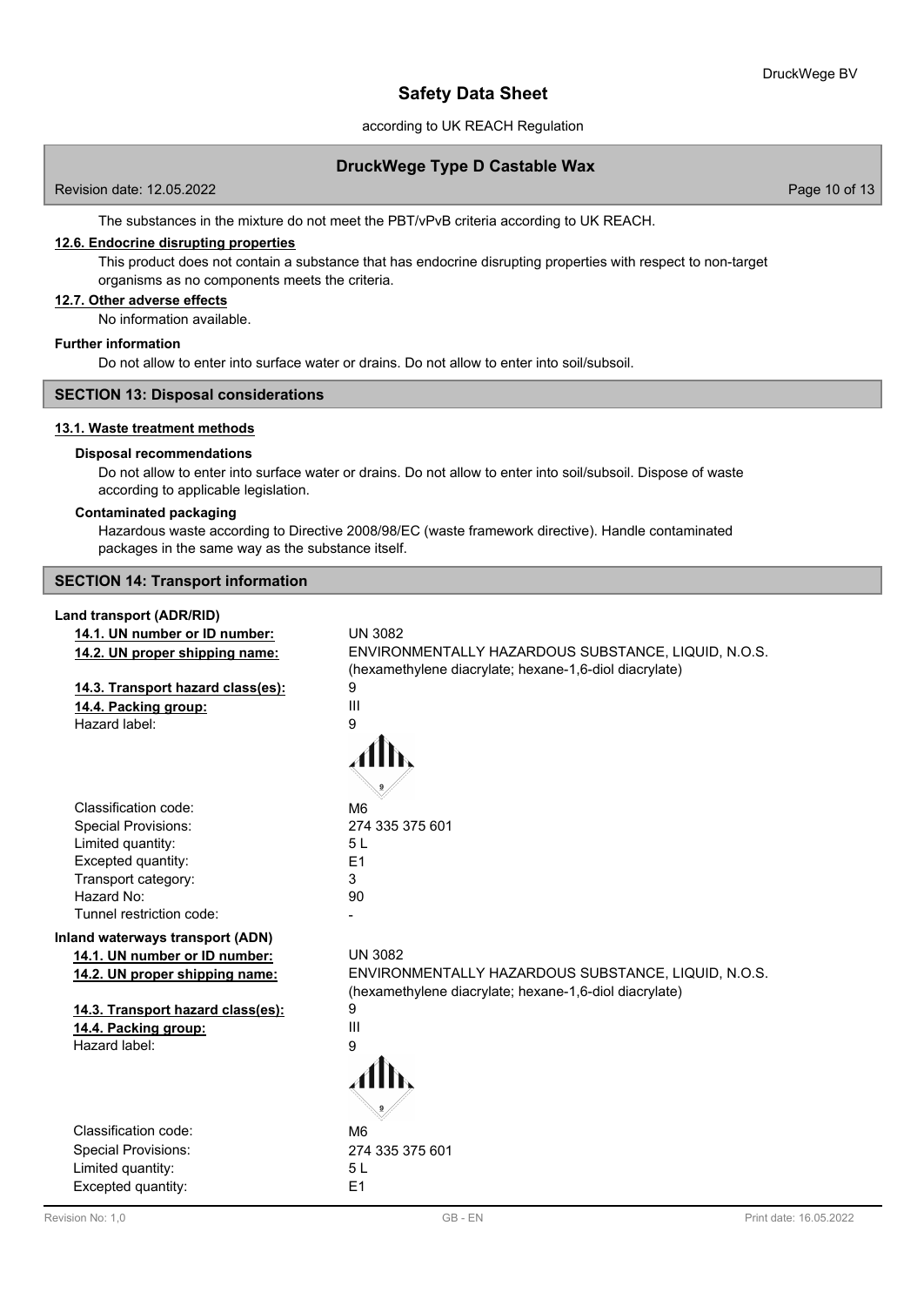The substances in the mixture do not meet the PBT/vPvB criteria according to UK REACH.

#### 12.6. Endocrine disrupting properties

This product does not contain a substance that has endocrine disrupting properties with respect to non-target organisms as no components meets the criteria.

#### 12.7. Other adverse effects

No information available.

**Further information**

Do not allow to enter into surface water or drains. Do not allow to enter into soil/subsoil.

## SECTION 13: Disposal considerations

#### 13.1. Waste treatment methods

**Disposal recommendations**

Do not allow to enter into surface water or drains. Do not allow to enter into soil/subsoil. Dispose of waste according to applicable legislation.

**Contaminated packaging**

Hazardous waste according to Directive 2008/98/EC (waste framework directive). Handle contaminated packages in the same way as the substance itself.

## SECTION 14: Transport information

**Land transport (ADR/RID)**

| | |
|---|---|
| **14.1. UN number or ID number:** | UN 3082 |
| **14.2. UN proper shipping name:** | ENVIRONMENTALLY HAZARDOUS SUBSTANCE, LIQUID, N.O.S. (hexamethylene diacrylate; hexane-1,6-diol diacrylate) |
| **14.3. Transport hazard class(es):** | 9 |
| **14.4. Packing group:** | III |
| Hazard label: | 9 |
| Classification code: | M6 |
| Special Provisions: | 274 335 375 601 |
| Limited quantity: | 5 L |
| Excepted quantity: | E1 |
| Transport category: | 3 |
| Hazard No: | 90 |
| Tunnel restriction code: | - |

**Inland waterways transport (ADN)**

| | |
|---|---|
| **14.1. UN number or ID number:** | UN 3082 |
| **14.2. UN proper shipping name:** | ENVIRONMENTALLY HAZARDOUS SUBSTANCE, LIQUID, N.O.S. (hexamethylene diacrylate; hexane-1,6-diol diacrylate) |
| **14.3. Transport hazard class(es):** | 9 |
| **14.4. Packing group:** | III |
| Hazard label: | 9 |
| Classification code: | M6 |
| Special Provisions: | 274 335 375 601 |
| Limited quantity: | 5 L |
| Excepted quantity: | E1 |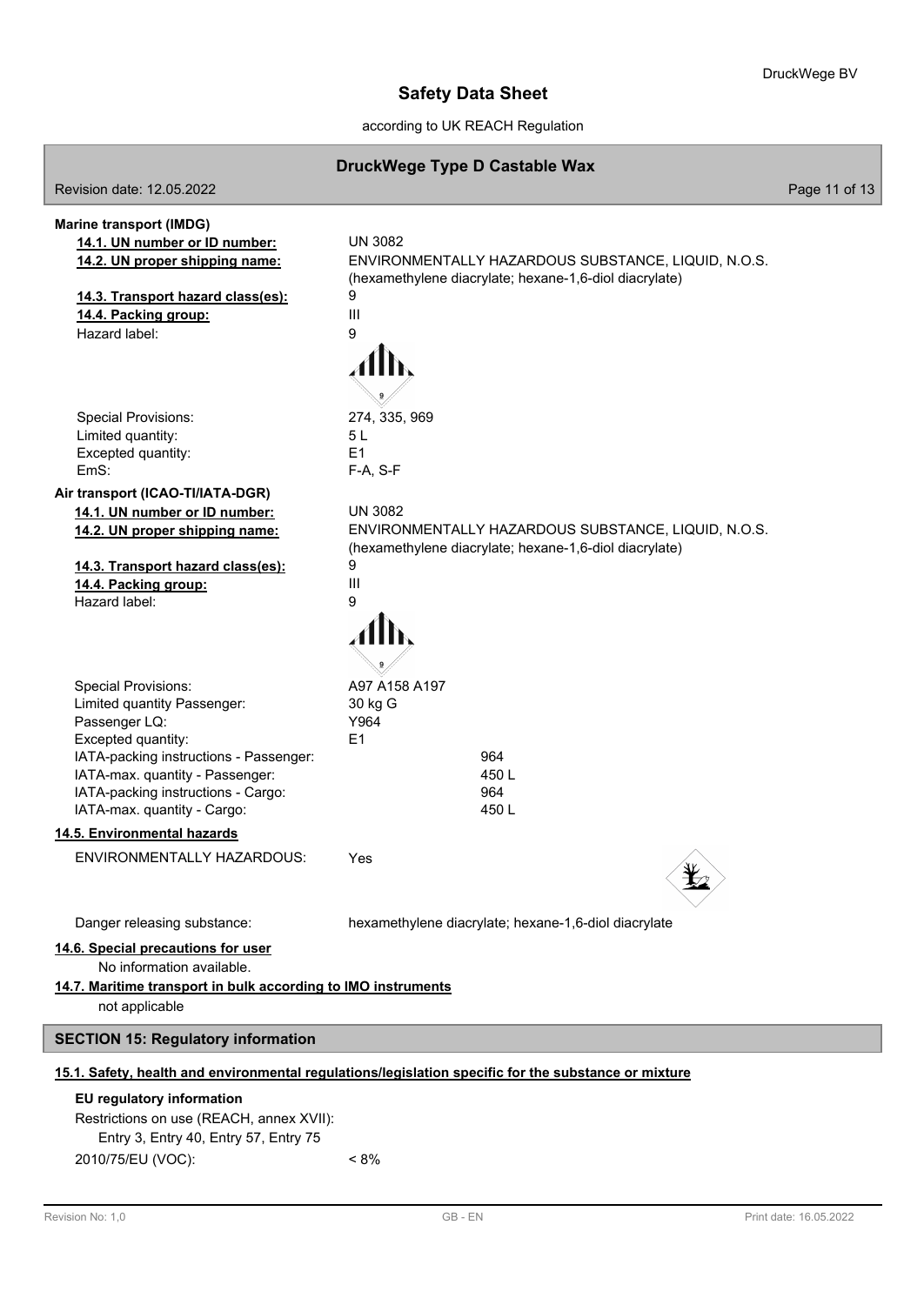**Marine transport (IMDG)**

| | |
|---|---|
| **14.1. UN number or ID number:** | UN 3082 |
| **14.2. UN proper shipping name:** | ENVIRONMENTALLY HAZARDOUS SUBSTANCE, LIQUID, N.O.S. (hexamethylene diacrylate; hexane-1,6-diol diacrylate) |
| **14.3. Transport hazard class(es):** | 9 |
| **14.4. Packing group:** | III |
| Hazard label: | 9 |
| Special Provisions: | 274, 335, 969 |
| Limited quantity: | 5 L |
| Excepted quantity: | E1 |
| EmS: | F-A, S-F |

**Air transport (ICAO-TI/IATA-DGR)**

| | |
|---|---|
| **14.1. UN number or ID number:** | UN 3082 |
| **14.2. UN proper shipping name:** | ENVIRONMENTALLY HAZARDOUS SUBSTANCE, LIQUID, N.O.S. (hexamethylene diacrylate; hexane-1,6-diol diacrylate) |
| **14.3. Transport hazard class(es):** | 9 |
| **14.4. Packing group:** | III |
| Hazard label: | 9 |
| Special Provisions: | A97 A158 A197 |
| Limited quantity Passenger: | 30 kg G |
| Passenger LQ: | Y964 |
| Excepted quantity: | E1 |
| IATA-packing instructions - Passenger: | 964 |
| IATA-max. quantity - Passenger: | 450 L |
| IATA-packing instructions - Cargo: | 964 |
| IATA-max. quantity - Cargo: | 450 L |

**14.5. Environmental hazards**

ENVIRONMENTALLY HAZARDOUS: Yes

Danger releasing substance: hexamethylene diacrylate; hexane-1,6-diol diacrylate

**14.6. Special precautions for user**

No information available.

**14.7. Maritime transport in bulk according to IMO instruments**

not applicable

## SECTION 15: Regulatory information

**15.1. Safety, health and environmental regulations/legislation specific for the substance or mixture**

**EU regulatory information**

Restrictions on use (REACH, annex XVII):
Entry 3, Entry 40, Entry 57, Entry 75

2010/75/EU (VOC): < 8%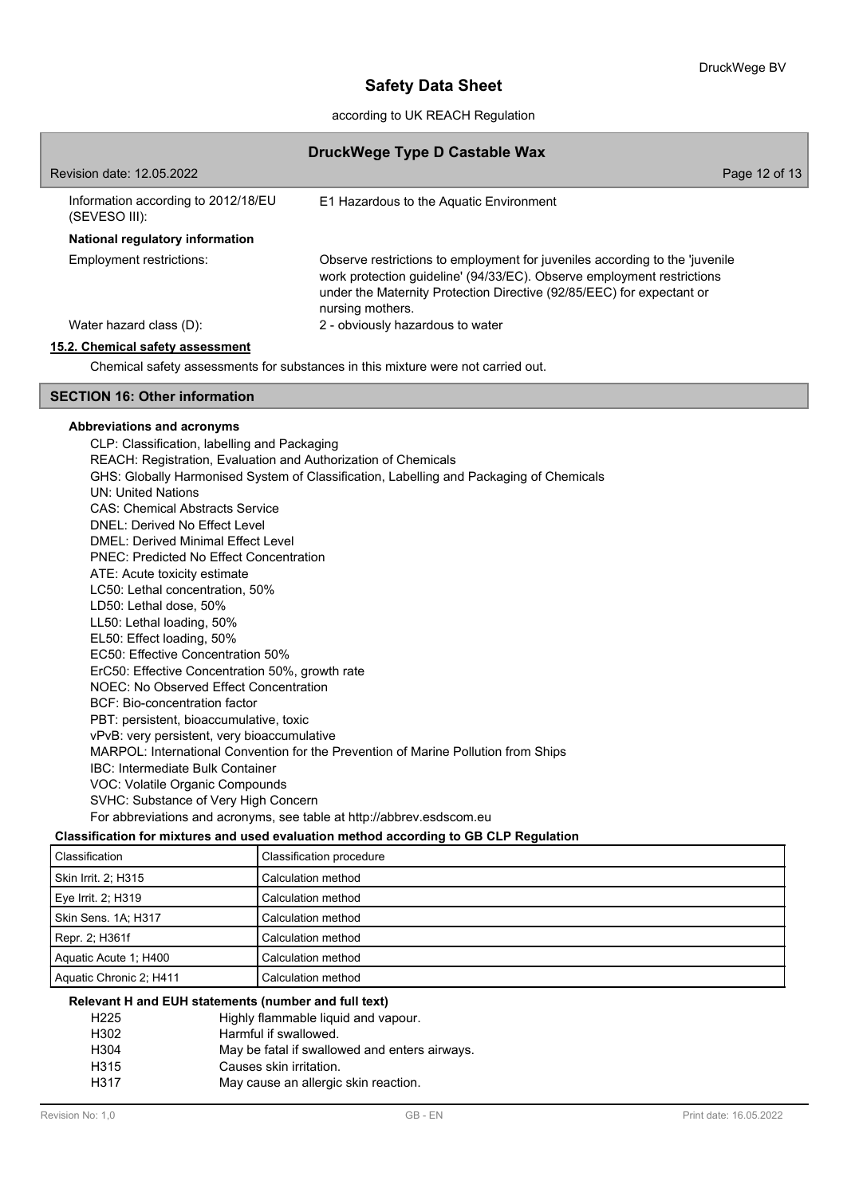| | |
|---|---|
| Information according to 2012/18/EU (SEVESO III): | E1 Hazardous to the Aquatic Environment |

**National regulatory information**

| | |
|---|---|
| Employment restrictions: | Observe restrictions to employment for juveniles according to the 'juvenile work protection guideline' (94/33/EC). Observe employment restrictions under the Maternity Protection Directive (92/85/EEC) for expectant or nursing mothers. |
| Water hazard class (D): | 2 - obviously hazardous to water |

**15.2. Chemical safety assessment**

Chemical safety assessments for substances in this mixture were not carried out.

## SECTION 16: Other information

**Abbreviations and acronyms**

CLP: Classification, labelling and Packaging
REACH: Registration, Evaluation and Authorization of Chemicals
GHS: Globally Harmonised System of Classification, Labelling and Packaging of Chemicals
UN: United Nations
CAS: Chemical Abstracts Service
DNEL: Derived No Effect Level
DMEL: Derived Minimal Effect Level
PNEC: Predicted No Effect Concentration
ATE: Acute toxicity estimate
LC50: Lethal concentration, 50%
LD50: Lethal dose, 50%
LL50: Lethal loading, 50%
EL50: Effect loading, 50%
EC50: Effective Concentration 50%
ErC50: Effective Concentration 50%, growth rate
NOEC: No Observed Effect Concentration
BCF: Bio-concentration factor
PBT: persistent, bioaccumulative, toxic
vPvB: very persistent, very bioaccumulative
MARPOL: International Convention for the Prevention of Marine Pollution from Ships
IBC: Intermediate Bulk Container
VOC: Volatile Organic Compounds
SVHC: Substance of Very High Concern
For abbreviations and acronyms, see table at http://abbrev.esdscom.eu

**Classification for mixtures and used evaluation method according to GB CLP Regulation**

| Classification | Classification procedure |
|---|---|
| Skin Irrit. 2; H315 | Calculation method |
| Eye Irrit. 2; H319 | Calculation method |
| Skin Sens. 1A; H317 | Calculation method |
| Repr. 2; H361f | Calculation method |
| Aquatic Acute 1; H400 | Calculation method |
| Aquatic Chronic 2; H411 | Calculation method |

**Relevant H and EUH statements (number and full text)**

| | |
|---|---|
| H225 | Highly flammable liquid and vapour. |
| H302 | Harmful if swallowed. |
| H304 | May be fatal if swallowed and enters airways. |
| H315 | Causes skin irritation. |
| H317 | May cause an allergic skin reaction. |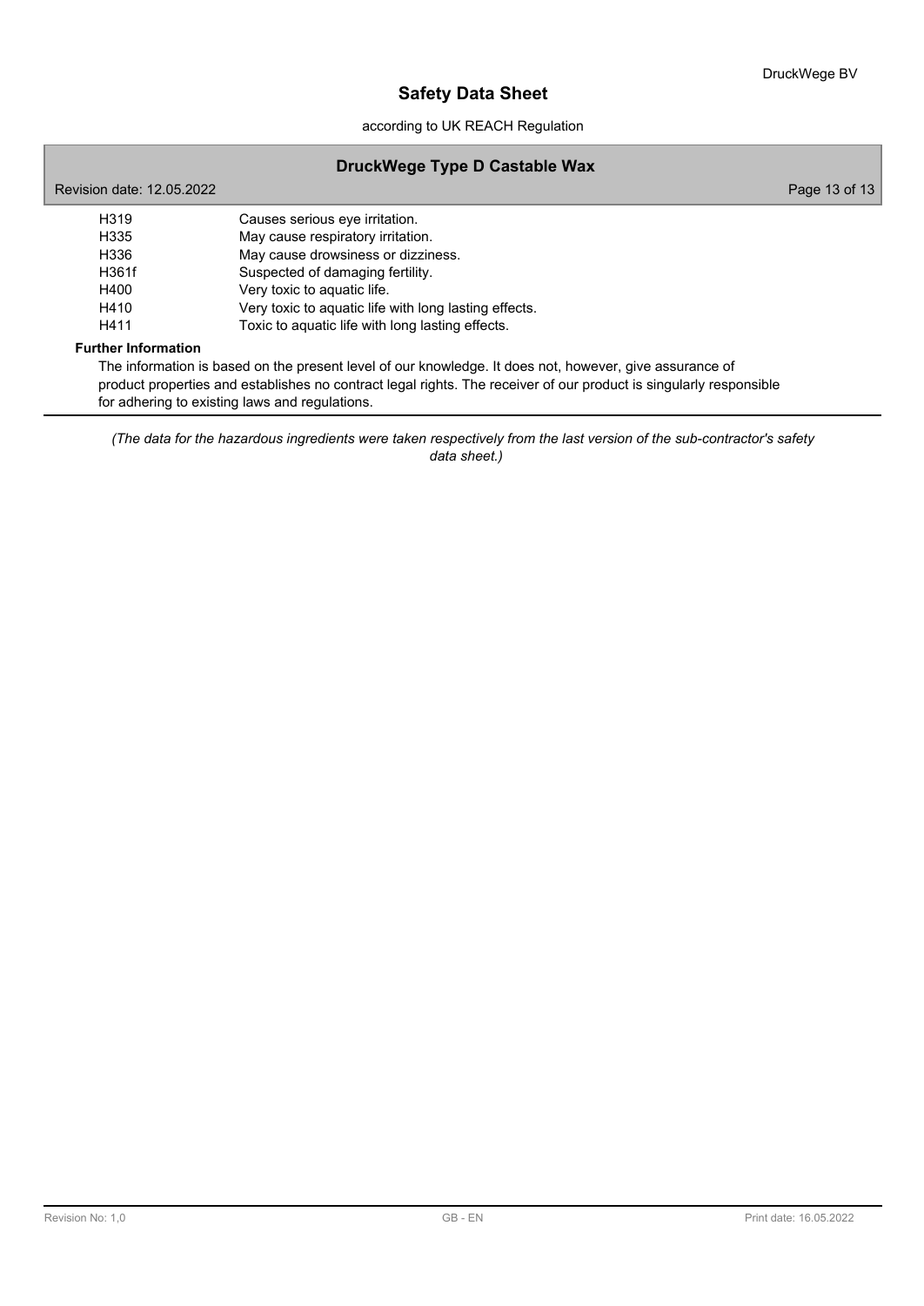| | |
|---|---|
| H319 | Causes serious eye irritation. |
| H335 | May cause respiratory irritation. |
| H336 | May cause drowsiness or dizziness. |
| H361f | Suspected of damaging fertility. |
| H400 | Very toxic to aquatic life. |
| H410 | Very toxic to aquatic life with long lasting effects. |
| H411 | Toxic to aquatic life with long lasting effects. |

**Further Information**

The information is based on the present level of our knowledge. It does not, however, give assurance of product properties and establishes no contract legal rights. The receiver of our product is singularly responsible for adhering to existing laws and regulations.

*(The data for the hazardous ingredients were taken respectively from the last version of the sub-contractor's safety data sheet.)*